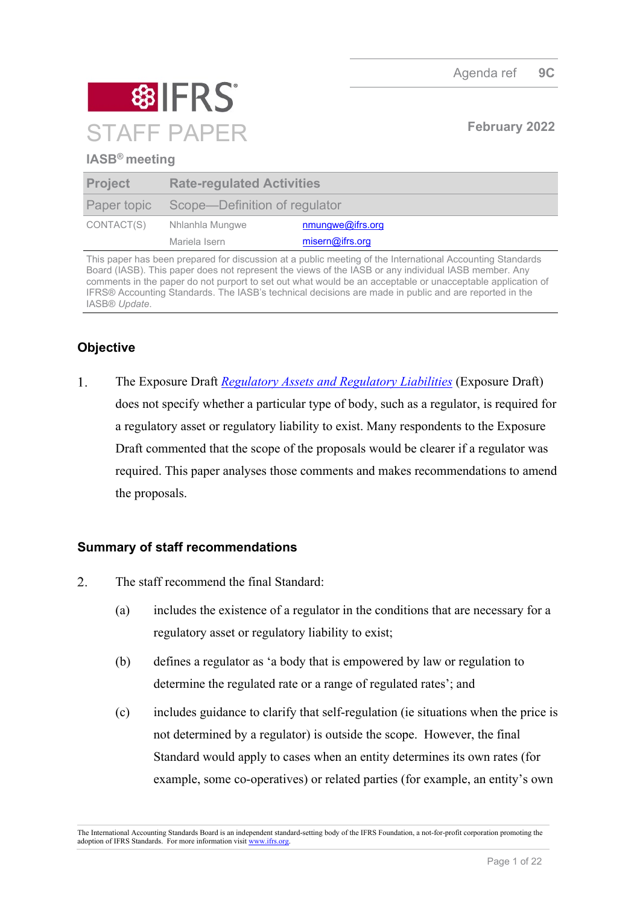Agenda ref 9C

# IFRS STAFF PAPER

February 2022

**IASB® meeting**

| Project | Rate-regulated Activities |
|---|---|
| Paper topic | Scope—Definition of regulator |
| CONTACT(S) | Nhlanhla Mungwe nmungwe@ifrs.org |
| | Mariela Isern misern@ifrs.org |

This paper has been prepared for discussion at a public meeting of the International Accounting Standards Board (IASB). This paper does not represent the views of the IASB or any individual IASB member. Any comments in the paper do not purport to set out what would be an acceptable or unacceptable application of IFRS® Accounting Standards. The IASB's technical decisions are made in public and are reported in the IASB® *Update*.

## Objective

1. The Exposure Draft *Regulatory Assets and Regulatory Liabilities* (Exposure Draft) does not specify whether a particular type of body, such as a regulator, is required for a regulatory asset or regulatory liability to exist. Many respondents to the Exposure Draft commented that the scope of the proposals would be clearer if a regulator was required. This paper analyses those comments and makes recommendations to amend the proposals.

## Summary of staff recommendations

2. The staff recommend the final Standard:

   (a) includes the existence of a regulator in the conditions that are necessary for a regulatory asset or regulatory liability to exist;

   (b) defines a regulator as 'a body that is empowered by law or regulation to determine the regulated rate or a range of regulated rates'; and

   (c) includes guidance to clarify that self-regulation (ie situations when the price is not determined by a regulator) is outside the scope. However, the final Standard would apply to cases when an entity determines its own rates (for example, some co-operatives) or related parties (for example, an entity's own

The International Accounting Standards Board is an independent standard-setting body of the IFRS Foundation, a not-for-profit corporation promoting the adoption of IFRS Standards. For more information visit www.ifrs.org.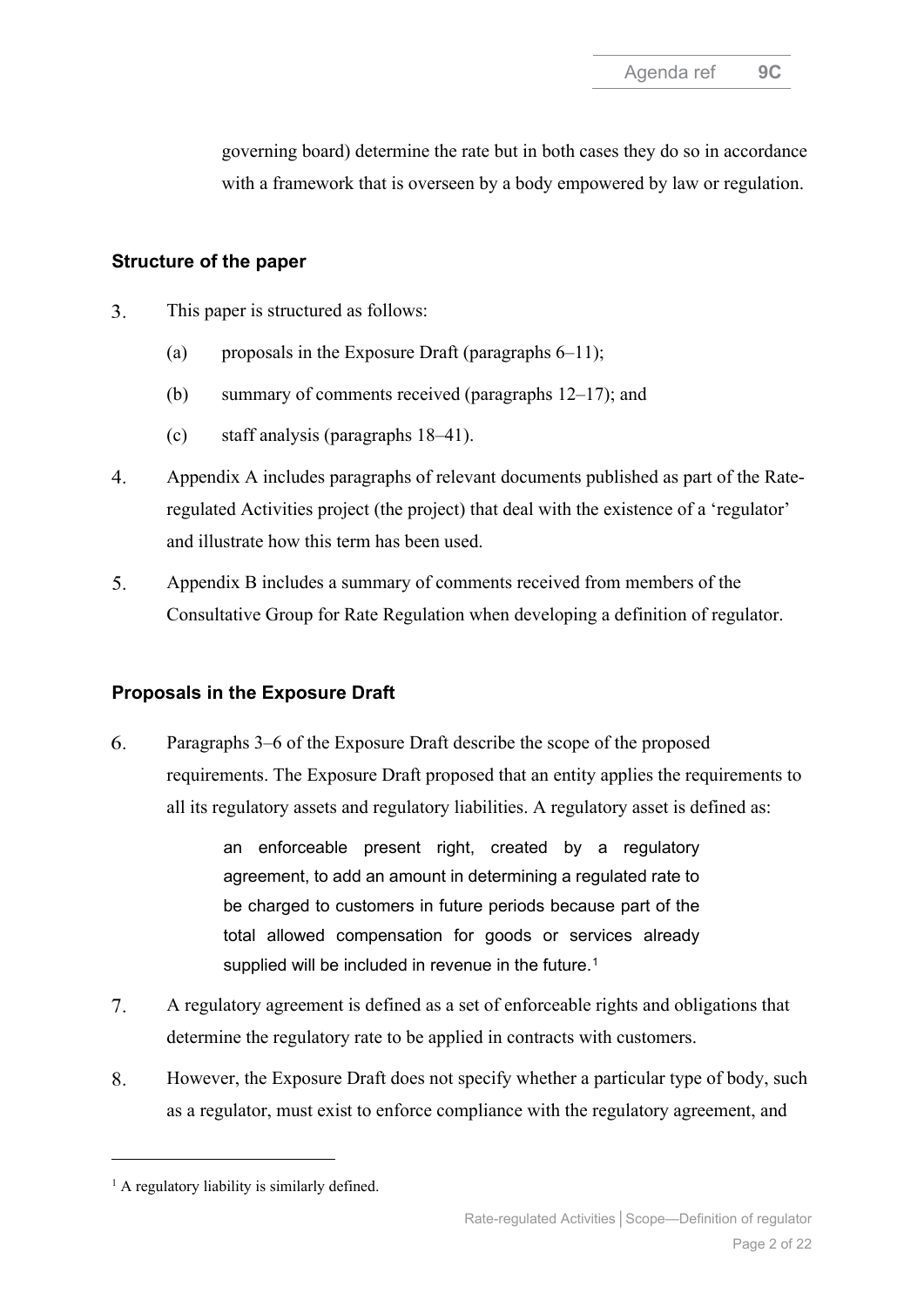governing board) determine the rate but in both cases they do so in accordance with a framework that is overseen by a body empowered by law or regulation.

## Structure of the paper

3. This paper is structured as follows:

   (a) proposals in the Exposure Draft (paragraphs 6–11);

   (b) summary of comments received (paragraphs 12–17); and

   (c) staff analysis (paragraphs 18–41).

4. Appendix A includes paragraphs of relevant documents published as part of the Rate-regulated Activities project (the project) that deal with the existence of a 'regulator' and illustrate how this term has been used.

5. Appendix B includes a summary of comments received from members of the Consultative Group for Rate Regulation when developing a definition of regulator.

## Proposals in the Exposure Draft

6. Paragraphs 3–6 of the Exposure Draft describe the scope of the proposed requirements. The Exposure Draft proposed that an entity applies the requirements to all its regulatory assets and regulatory liabilities. A regulatory asset is defined as:

   > an enforceable present right, created by a regulatory agreement, to add an amount in determining a regulated rate to be charged to customers in future periods because part of the total allowed compensation for goods or services already supplied will be included in revenue in the future.[1]

7. A regulatory agreement is defined as a set of enforceable rights and obligations that determine the regulatory rate to be applied in contracts with customers.

8. However, the Exposure Draft does not specify whether a particular type of body, such as a regulator, must exist to enforce compliance with the regulatory agreement, and

---

[1] A regulatory liability is similarly defined.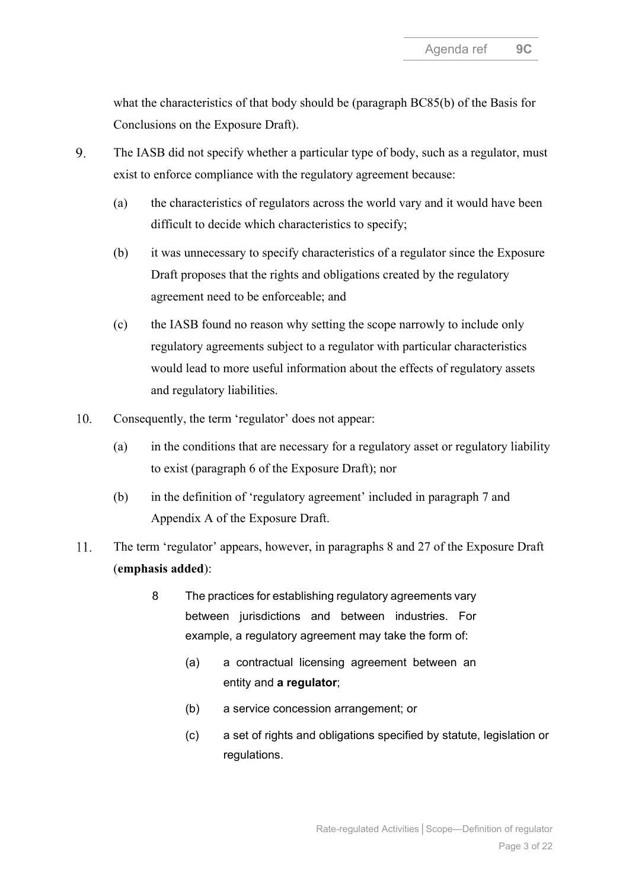what the characteristics of that body should be (paragraph BC85(b) of the Basis for Conclusions on the Exposure Draft).

9. The IASB did not specify whether a particular type of body, such as a regulator, must exist to enforce compliance with the regulatory agreement because:

   (a) the characteristics of regulators across the world vary and it would have been difficult to decide which characteristics to specify;

   (b) it was unnecessary to specify characteristics of a regulator since the Exposure Draft proposes that the rights and obligations created by the regulatory agreement need to be enforceable; and

   (c) the IASB found no reason why setting the scope narrowly to include only regulatory agreements subject to a regulator with particular characteristics would lead to more useful information about the effects of regulatory assets and regulatory liabilities.

10. Consequently, the term 'regulator' does not appear:

    (a) in the conditions that are necessary for a regulatory asset or regulatory liability to exist (paragraph 6 of the Exposure Draft); nor

    (b) in the definition of 'regulatory agreement' included in paragraph 7 and Appendix A of the Exposure Draft.

11. The term 'regulator' appears, however, in paragraphs 8 and 27 of the Exposure Draft (**emphasis added**):

    > 8 The practices for establishing regulatory agreements vary between jurisdictions and between industries. For example, a regulatory agreement may take the form of:
    >
    > (a) a contractual licensing agreement between an entity and **a regulator**;
    >
    > (b) a service concession arrangement; or
    >
    > (c) a set of rights and obligations specified by statute, legislation or regulations.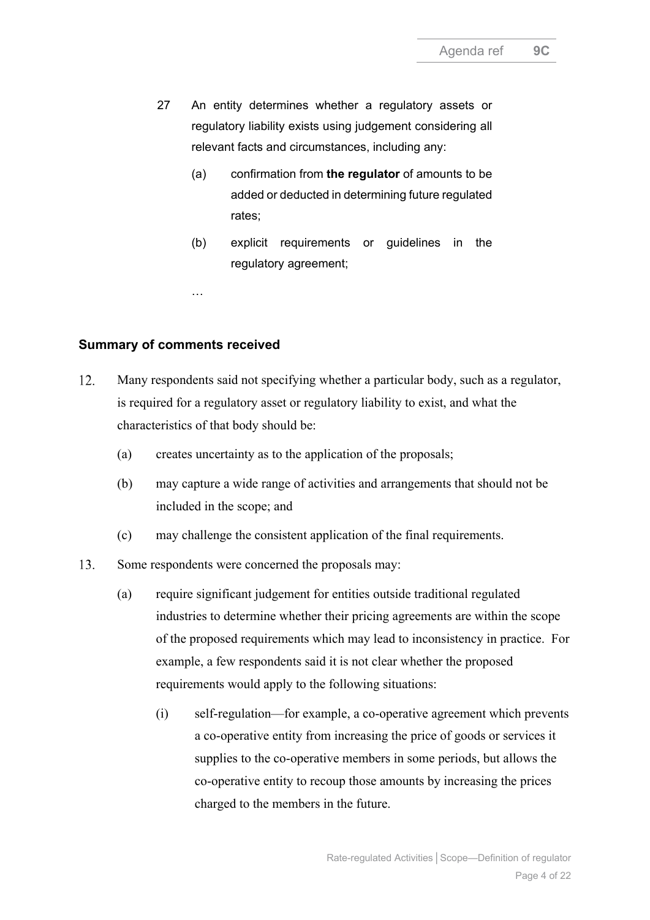27 An entity determines whether a regulatory assets or regulatory liability exists using judgement considering all relevant facts and circumstances, including any:

(a) confirmation from **the regulator** of amounts to be added or deducted in determining future regulated rates;

(b) explicit requirements or guidelines in the regulatory agreement;

…

### Summary of comments received

12. Many respondents said not specifying whether a particular body, such as a regulator, is required for a regulatory asset or regulatory liability to exist, and what the characteristics of that body should be:

    (a) creates uncertainty as to the application of the proposals;

    (b) may capture a wide range of activities and arrangements that should not be included in the scope; and

    (c) may challenge the consistent application of the final requirements.

13. Some respondents were concerned the proposals may:

    (a) require significant judgement for entities outside traditional regulated industries to determine whether their pricing agreements are within the scope of the proposed requirements which may lead to inconsistency in practice. For example, a few respondents said it is not clear whether the proposed requirements would apply to the following situations:

        (i) self-regulation—for example, a co-operative agreement which prevents a co-operative entity from increasing the price of goods or services it supplies to the co-operative members in some periods, but allows the co-operative entity to recoup those amounts by increasing the prices charged to the members in the future.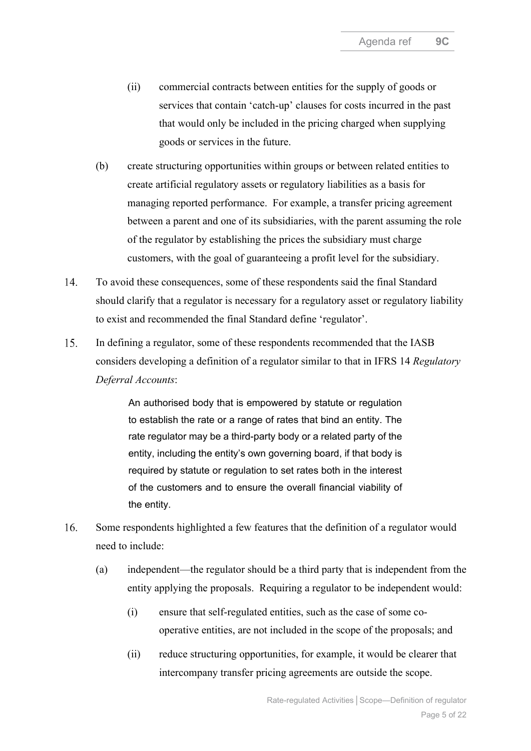(ii) commercial contracts between entities for the supply of goods or services that contain 'catch-up' clauses for costs incurred in the past that would only be included in the pricing charged when supplying goods or services in the future.

(b) create structuring opportunities within groups or between related entities to create artificial regulatory assets or regulatory liabilities as a basis for managing reported performance. For example, a transfer pricing agreement between a parent and one of its subsidiaries, with the parent assuming the role of the regulator by establishing the prices the subsidiary must charge customers, with the goal of guaranteeing a profit level for the subsidiary.

14. To avoid these consequences, some of these respondents said the final Standard should clarify that a regulator is necessary for a regulatory asset or regulatory liability to exist and recommended the final Standard define 'regulator'.

15. In defining a regulator, some of these respondents recommended that the IASB considers developing a definition of a regulator similar to that in IFRS 14 *Regulatory Deferral Accounts*:

> An authorised body that is empowered by statute or regulation to establish the rate or a range of rates that bind an entity. The rate regulator may be a third-party body or a related party of the entity, including the entity's own governing board, if that body is required by statute or regulation to set rates both in the interest of the customers and to ensure the overall financial viability of the entity.

16. Some respondents highlighted a few features that the definition of a regulator would need to include:

(a) independent—the regulator should be a third party that is independent from the entity applying the proposals. Requiring a regulator to be independent would:

(i) ensure that self-regulated entities, such as the case of some co-operative entities, are not included in the scope of the proposals; and

(ii) reduce structuring opportunities, for example, it would be clearer that intercompany transfer pricing agreements are outside the scope.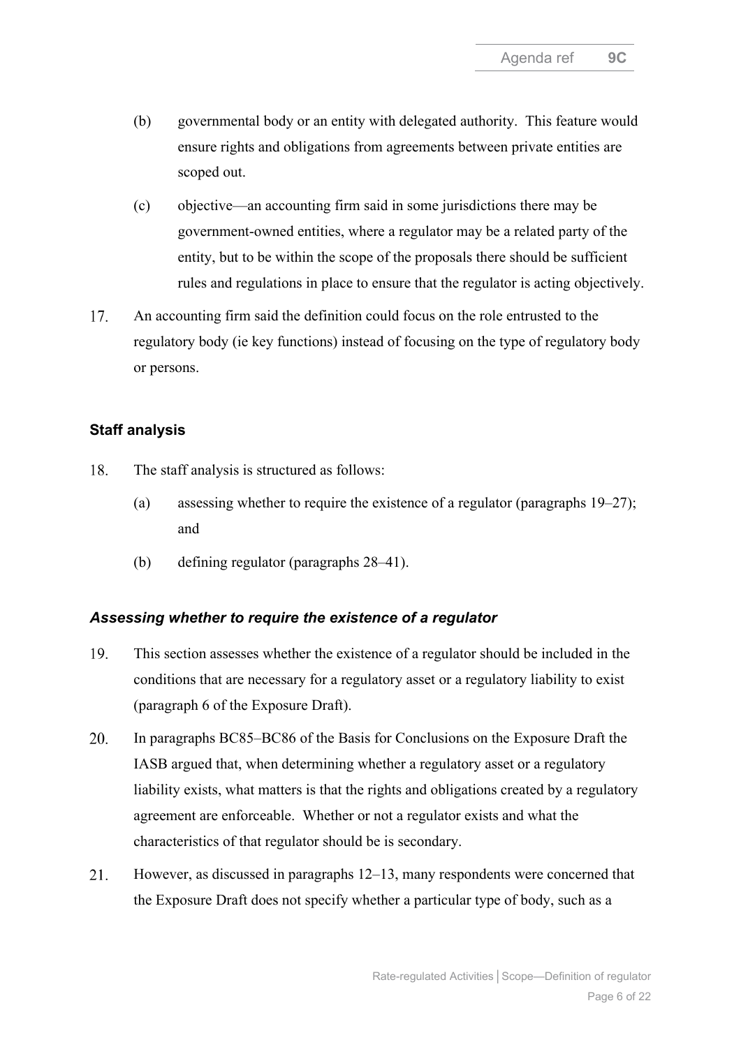(b) governmental body or an entity with delegated authority. This feature would ensure rights and obligations from agreements between private entities are scoped out.

(c) objective—an accounting firm said in some jurisdictions there may be government-owned entities, where a regulator may be a related party of the entity, but to be within the scope of the proposals there should be sufficient rules and regulations in place to ensure that the regulator is acting objectively.

17. An accounting firm said the definition could focus on the role entrusted to the regulatory body (ie key functions) instead of focusing on the type of regulatory body or persons.

## Staff analysis

18. The staff analysis is structured as follows:

    (a) assessing whether to require the existence of a regulator (paragraphs 19–27); and

    (b) defining regulator (paragraphs 28–41).

### *Assessing whether to require the existence of a regulator*

19. This section assesses whether the existence of a regulator should be included in the conditions that are necessary for a regulatory asset or a regulatory liability to exist (paragraph 6 of the Exposure Draft).

20. In paragraphs BC85–BC86 of the Basis for Conclusions on the Exposure Draft the IASB argued that, when determining whether a regulatory asset or a regulatory liability exists, what matters is that the rights and obligations created by a regulatory agreement are enforceable. Whether or not a regulator exists and what the characteristics of that regulator should be is secondary.

21. However, as discussed in paragraphs 12–13, many respondents were concerned that the Exposure Draft does not specify whether a particular type of body, such as a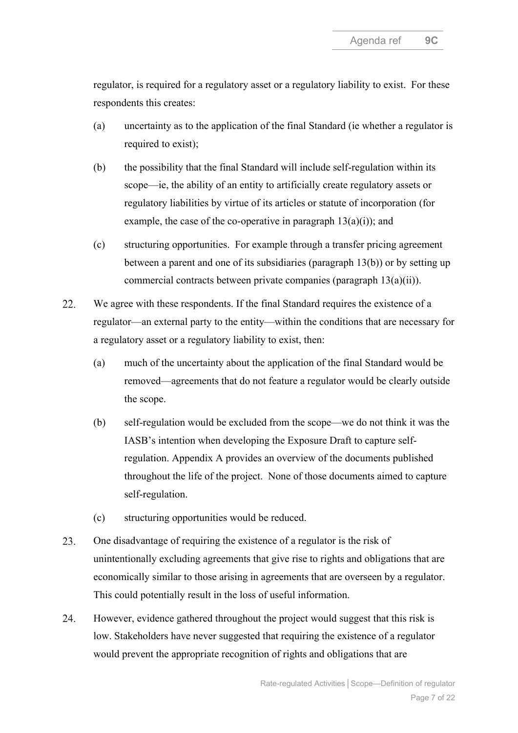regulator, is required for a regulatory asset or a regulatory liability to exist. For these respondents this creates:

(a) uncertainty as to the application of the final Standard (ie whether a regulator is required to exist);

(b) the possibility that the final Standard will include self-regulation within its scope—ie, the ability of an entity to artificially create regulatory assets or regulatory liabilities by virtue of its articles or statute of incorporation (for example, the case of the co-operative in paragraph 13(a)(i)); and

(c) structuring opportunities. For example through a transfer pricing agreement between a parent and one of its subsidiaries (paragraph 13(b)) or by setting up commercial contracts between private companies (paragraph 13(a)(ii)).

22. We agree with these respondents. If the final Standard requires the existence of a regulator—an external party to the entity—within the conditions that are necessary for a regulatory asset or a regulatory liability to exist, then:

(a) much of the uncertainty about the application of the final Standard would be removed—agreements that do not feature a regulator would be clearly outside the scope.

(b) self-regulation would be excluded from the scope—we do not think it was the IASB's intention when developing the Exposure Draft to capture self-regulation. Appendix A provides an overview of the documents published throughout the life of the project. None of those documents aimed to capture self-regulation.

(c) structuring opportunities would be reduced.

23. One disadvantage of requiring the existence of a regulator is the risk of unintentionally excluding agreements that give rise to rights and obligations that are economically similar to those arising in agreements that are overseen by a regulator. This could potentially result in the loss of useful information.

24. However, evidence gathered throughout the project would suggest that this risk is low. Stakeholders have never suggested that requiring the existence of a regulator would prevent the appropriate recognition of rights and obligations that are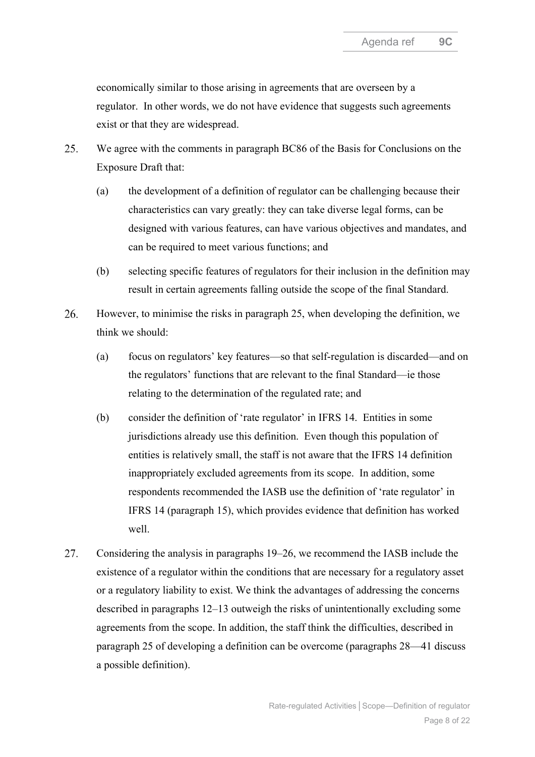economically similar to those arising in agreements that are overseen by a regulator. In other words, we do not have evidence that suggests such agreements exist or that they are widespread.

25. We agree with the comments in paragraph BC86 of the Basis for Conclusions on the Exposure Draft that:

    (a) the development of a definition of regulator can be challenging because their characteristics can vary greatly: they can take diverse legal forms, can be designed with various features, can have various objectives and mandates, and can be required to meet various functions; and

    (b) selecting specific features of regulators for their inclusion in the definition may result in certain agreements falling outside the scope of the final Standard.

26. However, to minimise the risks in paragraph 25, when developing the definition, we think we should:

    (a) focus on regulators' key features—so that self-regulation is discarded—and on the regulators' functions that are relevant to the final Standard—ie those relating to the determination of the regulated rate; and

    (b) consider the definition of 'rate regulator' in IFRS 14. Entities in some jurisdictions already use this definition. Even though this population of entities is relatively small, the staff is not aware that the IFRS 14 definition inappropriately excluded agreements from its scope. In addition, some respondents recommended the IASB use the definition of 'rate regulator' in IFRS 14 (paragraph 15), which provides evidence that definition has worked well.

27. Considering the analysis in paragraphs 19–26, we recommend the IASB include the existence of a regulator within the conditions that are necessary for a regulatory asset or a regulatory liability to exist. We think the advantages of addressing the concerns described in paragraphs 12–13 outweigh the risks of unintentionally excluding some agreements from the scope. In addition, the staff think the difficulties, described in paragraph 25 of developing a definition can be overcome (paragraphs 28—41 discuss a possible definition).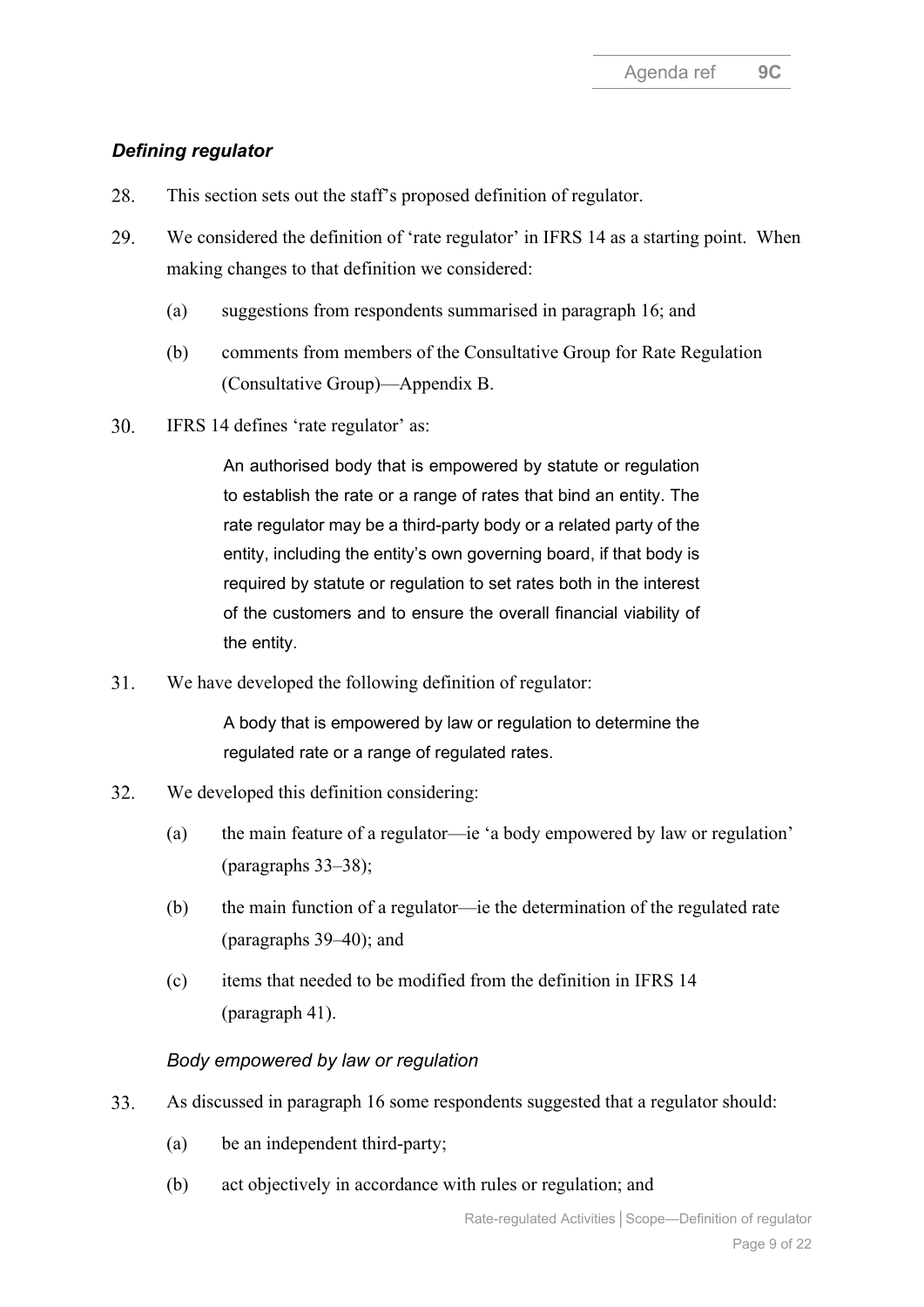### *Defining regulator*

28. This section sets out the staff's proposed definition of regulator.

29. We considered the definition of 'rate regulator' in IFRS 14 as a starting point. When making changes to that definition we considered:

    (a) suggestions from respondents summarised in paragraph 16; and

    (b) comments from members of the Consultative Group for Rate Regulation (Consultative Group)—Appendix B.

30. IFRS 14 defines 'rate regulator' as:

    > An authorised body that is empowered by statute or regulation to establish the rate or a range of rates that bind an entity. The rate regulator may be a third-party body or a related party of the entity, including the entity's own governing board, if that body is required by statute or regulation to set rates both in the interest of the customers and to ensure the overall financial viability of the entity.

31. We have developed the following definition of regulator:

    > A body that is empowered by law or regulation to determine the regulated rate or a range of regulated rates.

32. We developed this definition considering:

    (a) the main feature of a regulator—ie 'a body empowered by law or regulation' (paragraphs 33–38);

    (b) the main function of a regulator—ie the determination of the regulated rate (paragraphs 39–40); and

    (c) items that needed to be modified from the definition in IFRS 14 (paragraph 41).

#### *Body empowered by law or regulation*

33. As discussed in paragraph 16 some respondents suggested that a regulator should:

    (a) be an independent third-party;

    (b) act objectively in accordance with rules or regulation; and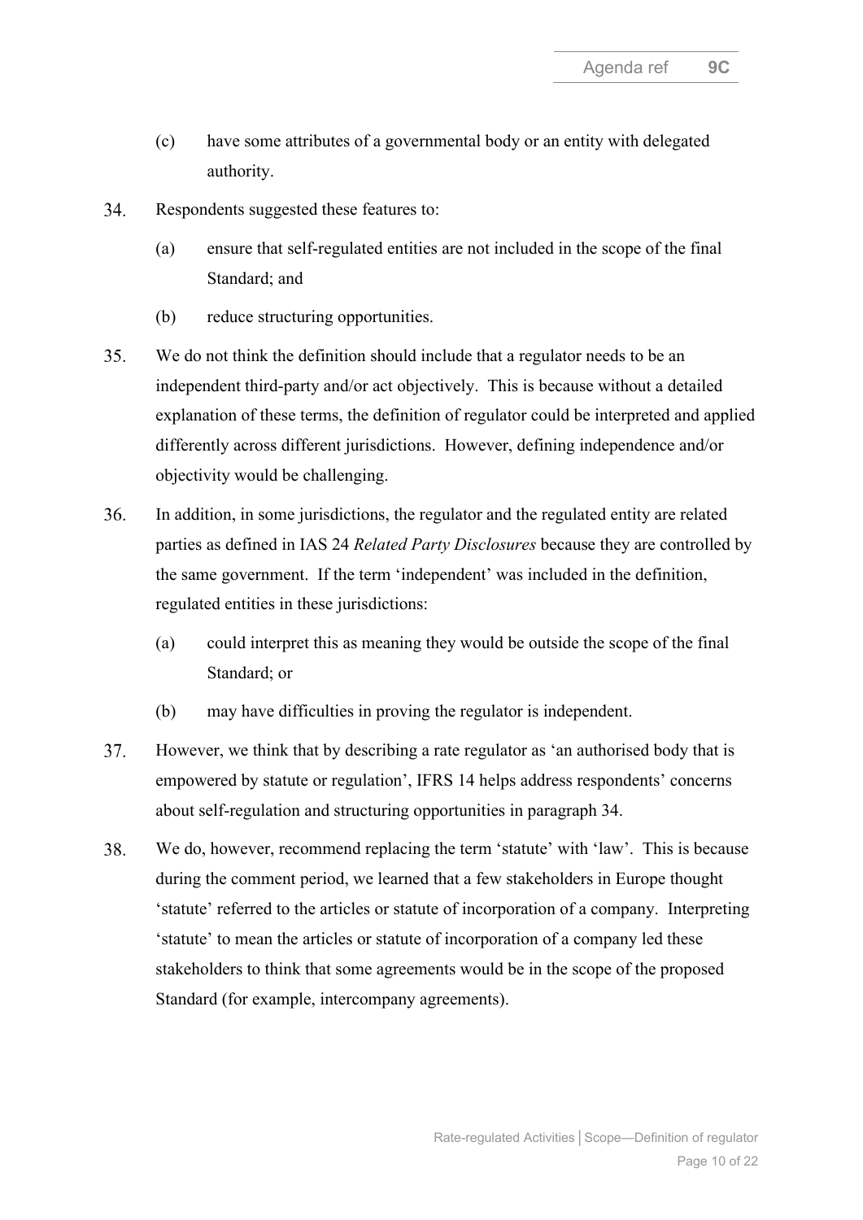(c) have some attributes of a governmental body or an entity with delegated authority.

34. Respondents suggested these features to:

 (a) ensure that self-regulated entities are not included in the scope of the final Standard; and

 (b) reduce structuring opportunities.

35. We do not think the definition should include that a regulator needs to be an independent third-party and/or act objectively. This is because without a detailed explanation of these terms, the definition of regulator could be interpreted and applied differently across different jurisdictions. However, defining independence and/or objectivity would be challenging.

36. In addition, in some jurisdictions, the regulator and the regulated entity are related parties as defined in IAS 24 *Related Party Disclosures* because they are controlled by the same government. If the term 'independent' was included in the definition, regulated entities in these jurisdictions:

 (a) could interpret this as meaning they would be outside the scope of the final Standard; or

 (b) may have difficulties in proving the regulator is independent.

37. However, we think that by describing a rate regulator as 'an authorised body that is empowered by statute or regulation', IFRS 14 helps address respondents' concerns about self-regulation and structuring opportunities in paragraph 34.

38. We do, however, recommend replacing the term 'statute' with 'law'. This is because during the comment period, we learned that a few stakeholders in Europe thought 'statute' referred to the articles or statute of incorporation of a company. Interpreting 'statute' to mean the articles or statute of incorporation of a company led these stakeholders to think that some agreements would be in the scope of the proposed Standard (for example, intercompany agreements).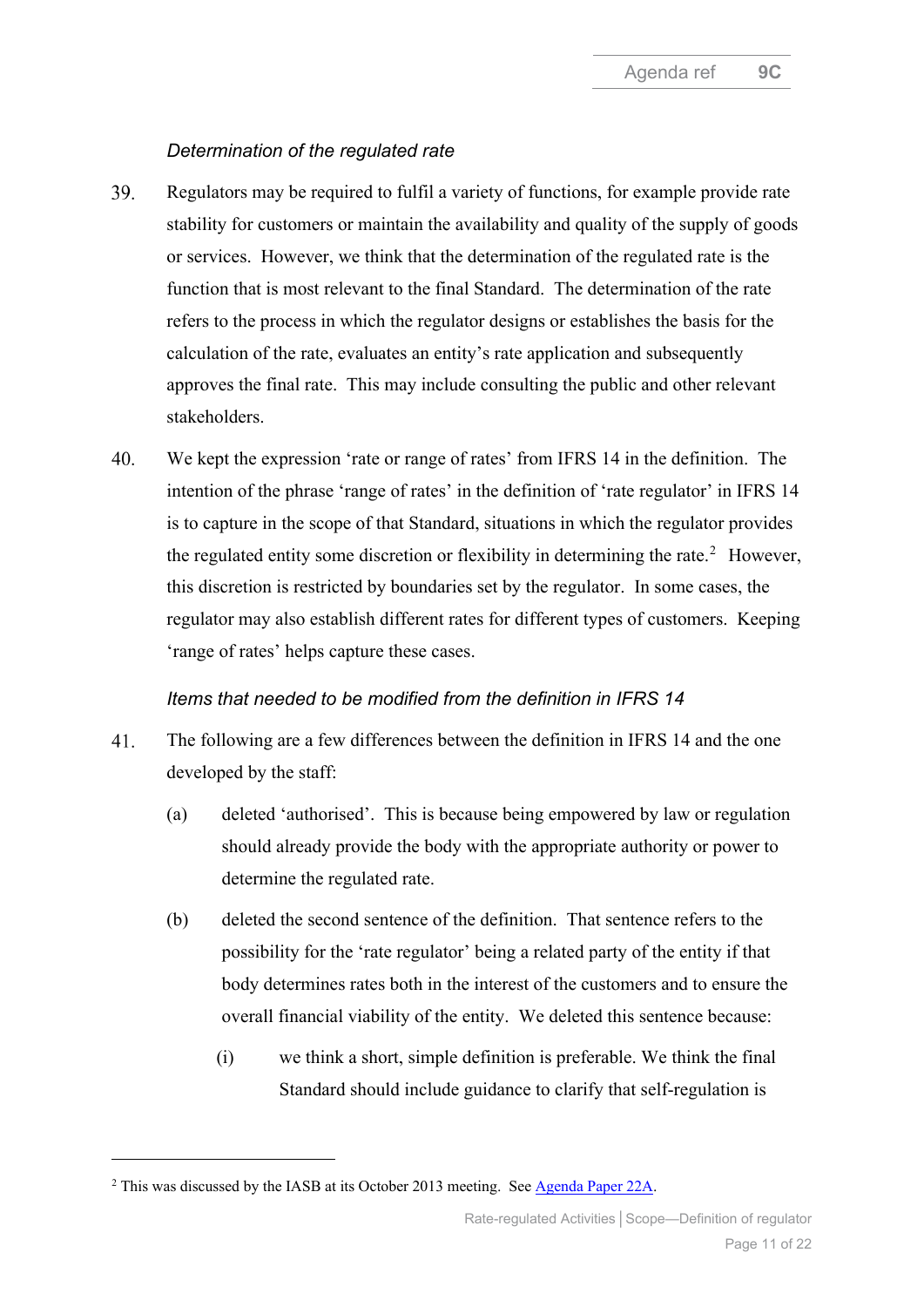*Determination of the regulated rate*

39. Regulators may be required to fulfil a variety of functions, for example provide rate stability for customers or maintain the availability and quality of the supply of goods or services. However, we think that the determination of the regulated rate is the function that is most relevant to the final Standard. The determination of the rate refers to the process in which the regulator designs or establishes the basis for the calculation of the rate, evaluates an entity's rate application and subsequently approves the final rate. This may include consulting the public and other relevant stakeholders.

40. We kept the expression 'rate or range of rates' from IFRS 14 in the definition. The intention of the phrase 'range of rates' in the definition of 'rate regulator' in IFRS 14 is to capture in the scope of that Standard, situations in which the regulator provides the regulated entity some discretion or flexibility in determining the rate.[2] However, this discretion is restricted by boundaries set by the regulator. In some cases, the regulator may also establish different rates for different types of customers. Keeping 'range of rates' helps capture these cases.

*Items that needed to be modified from the definition in IFRS 14*

41. The following are a few differences between the definition in IFRS 14 and the one developed by the staff:

    (a) deleted 'authorised'. This is because being empowered by law or regulation should already provide the body with the appropriate authority or power to determine the regulated rate.

    (b) deleted the second sentence of the definition. That sentence refers to the possibility for the 'rate regulator' being a related party of the entity if that body determines rates both in the interest of the customers and to ensure the overall financial viability of the entity. We deleted this sentence because:

        (i) we think a short, simple definition is preferable. We think the final Standard should include guidance to clarify that self-regulation is

---

[2] This was discussed by the IASB at its October 2013 meeting. See Agenda Paper 22A.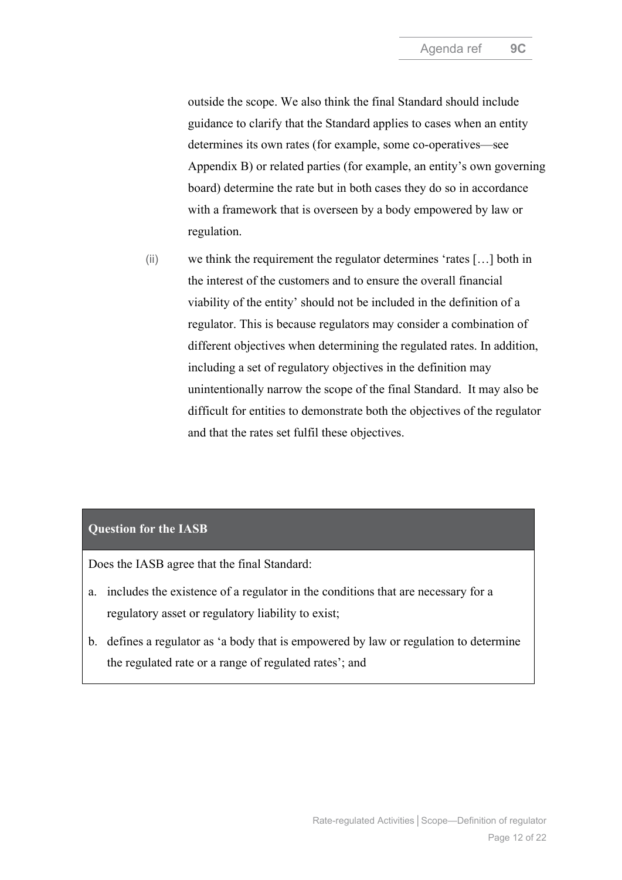outside the scope. We also think the final Standard should include guidance to clarify that the Standard applies to cases when an entity determines its own rates (for example, some co-operatives—see Appendix B) or related parties (for example, an entity's own governing board) determine the rate but in both cases they do so in accordance with a framework that is overseen by a body empowered by law or regulation.

(ii) we think the requirement the regulator determines 'rates […] both in the interest of the customers and to ensure the overall financial viability of the entity' should not be included in the definition of a regulator. This is because regulators may consider a combination of different objectives when determining the regulated rates. In addition, including a set of regulatory objectives in the definition may unintentionally narrow the scope of the final Standard. It may also be difficult for entities to demonstrate both the objectives of the regulator and that the rates set fulfil these objectives.

**Question for the IASB**

Does the IASB agree that the final Standard:

a. includes the existence of a regulator in the conditions that are necessary for a regulatory asset or regulatory liability to exist;

b. defines a regulator as 'a body that is empowered by law or regulation to determine the regulated rate or a range of regulated rates'; and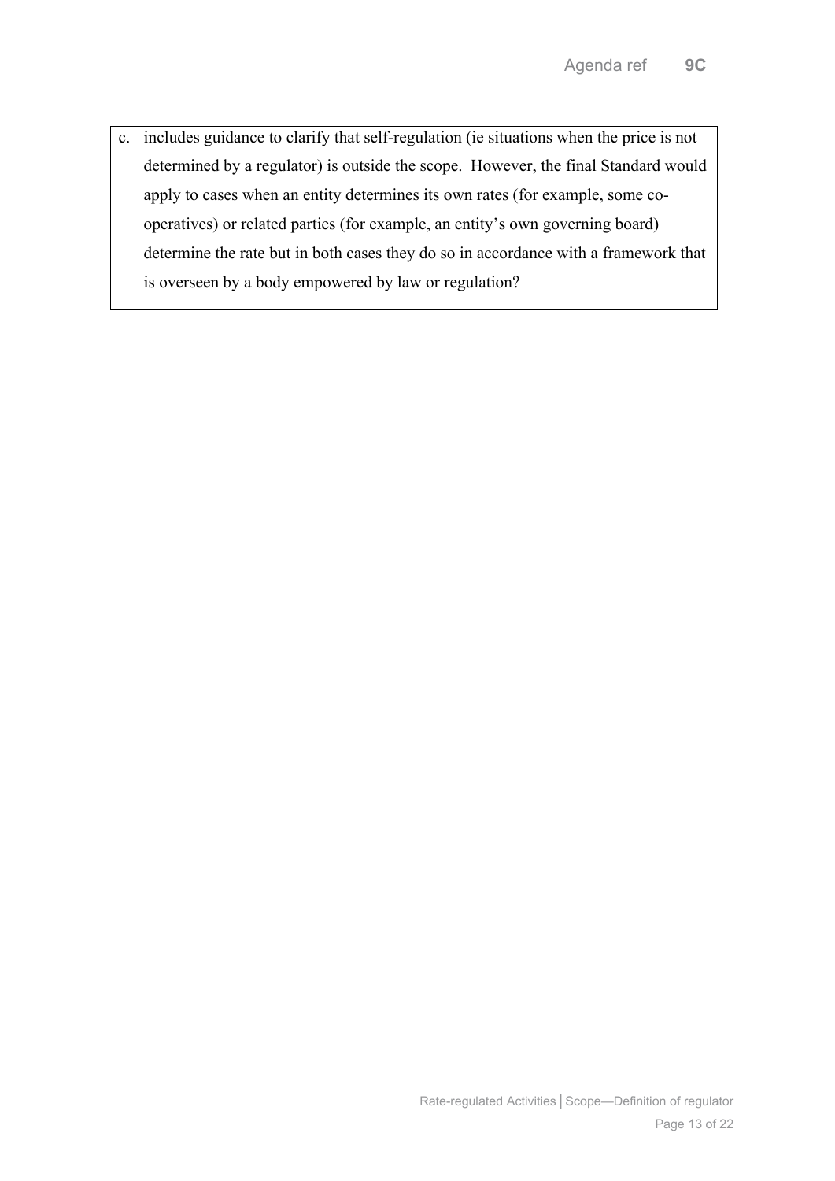c. includes guidance to clarify that self-regulation (ie situations when the price is not determined by a regulator) is outside the scope. However, the final Standard would apply to cases when an entity determines its own rates (for example, some co-operatives) or related parties (for example, an entity's own governing board) determine the rate but in both cases they do so in accordance with a framework that is overseen by a body empowered by law or regulation?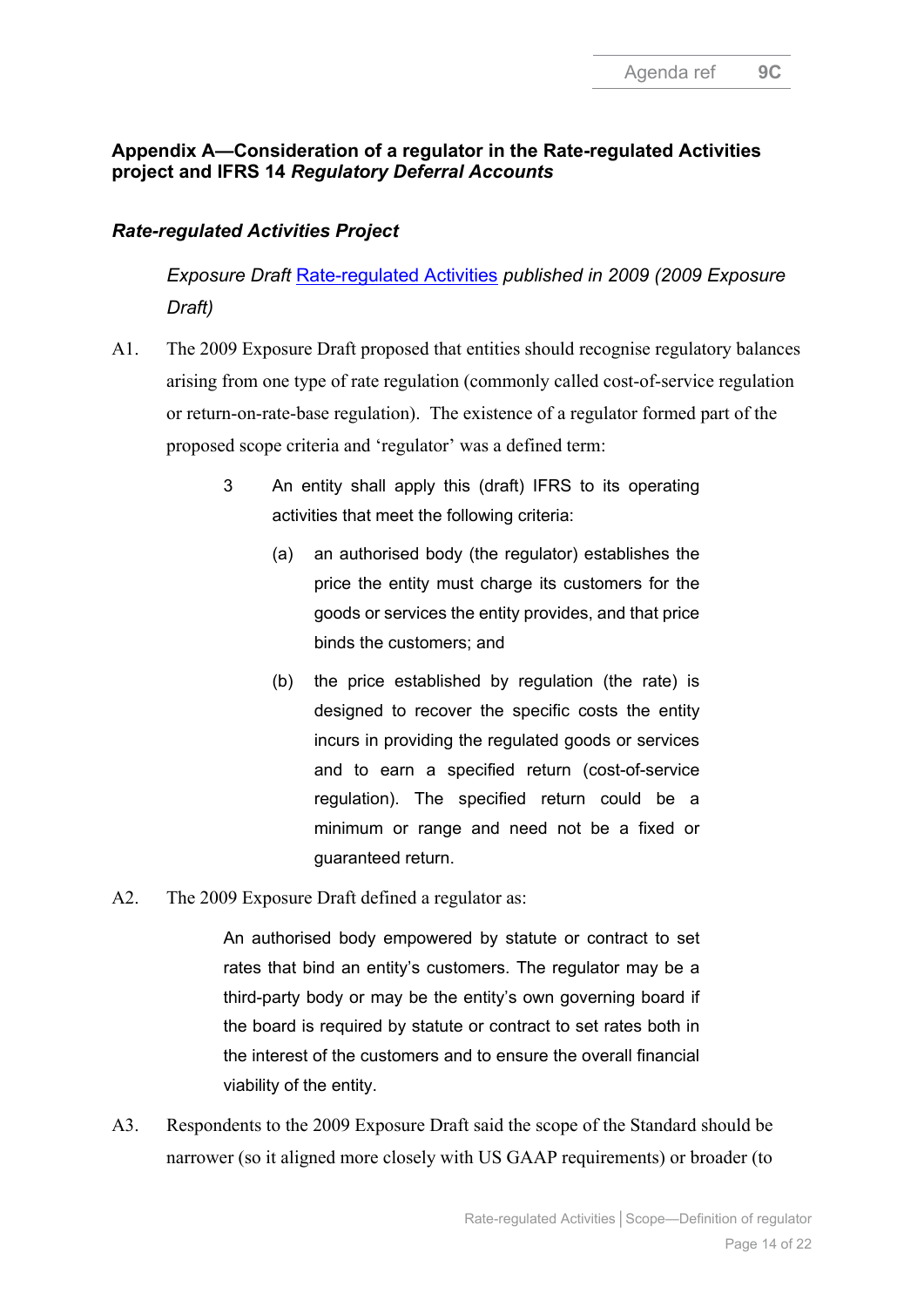## Appendix A—Consideration of a regulator in the Rate-regulated Activities project and IFRS 14 *Regulatory Deferral Accounts*

### *Rate-regulated Activities Project*

*Exposure Draft* Rate-regulated Activities *published in 2009 (2009 Exposure Draft)*

A1. The 2009 Exposure Draft proposed that entities should recognise regulatory balances arising from one type of rate regulation (commonly called cost-of-service regulation or return-on-rate-base regulation). The existence of a regulator formed part of the proposed scope criteria and 'regulator' was a defined term:

> 3 An entity shall apply this (draft) IFRS to its operating activities that meet the following criteria:
>
> (a) an authorised body (the regulator) establishes the price the entity must charge its customers for the goods or services the entity provides, and that price binds the customers; and
>
> (b) the price established by regulation (the rate) is designed to recover the specific costs the entity incurs in providing the regulated goods or services and to earn a specified return (cost-of-service regulation). The specified return could be a minimum or range and need not be a fixed or guaranteed return.

A2. The 2009 Exposure Draft defined a regulator as:

> An authorised body empowered by statute or contract to set rates that bind an entity's customers. The regulator may be a third-party body or may be the entity's own governing board if the board is required by statute or contract to set rates both in the interest of the customers and to ensure the overall financial viability of the entity.

A3. Respondents to the 2009 Exposure Draft said the scope of the Standard should be narrower (so it aligned more closely with US GAAP requirements) or broader (to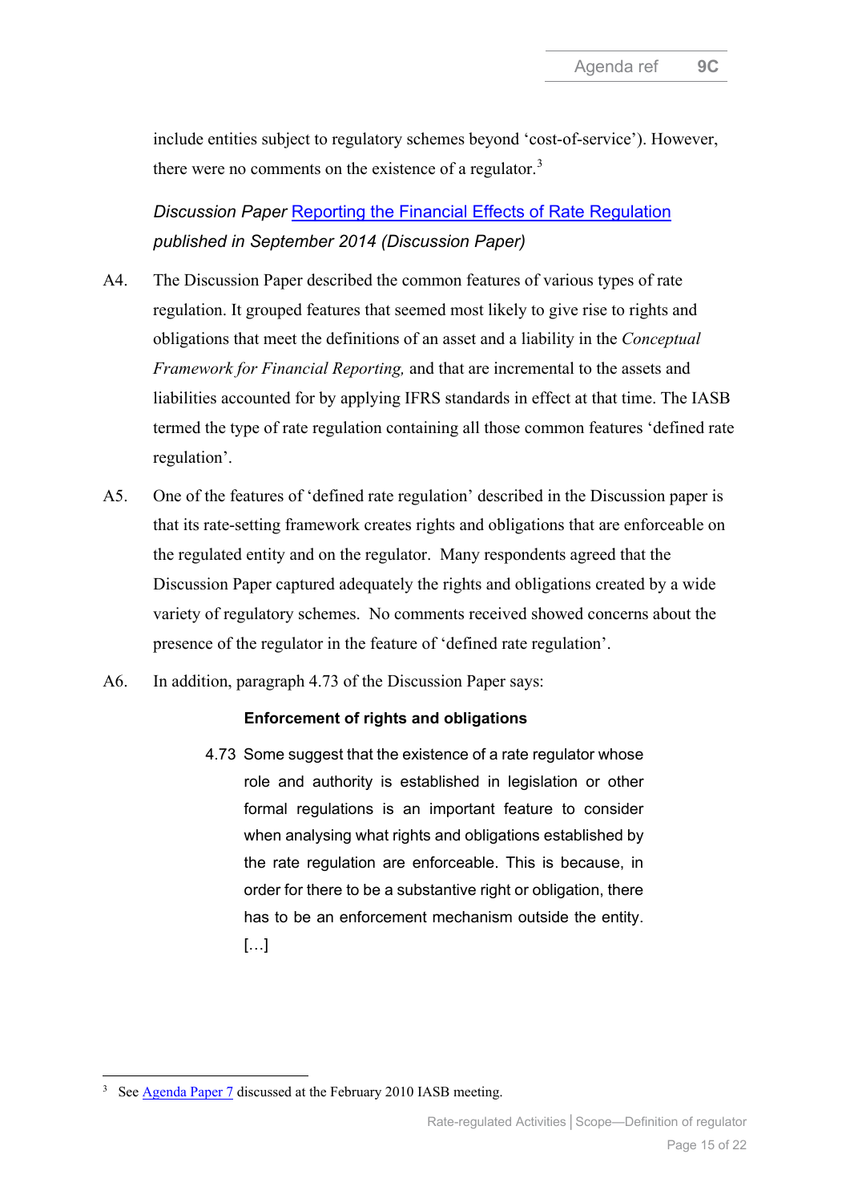include entities subject to regulatory schemes beyond 'cost-of-service'). However, there were no comments on the existence of a regulator.[3]

*Discussion Paper* *[Reporting the Financial Effects of Rate Regulation](#) published in September 2014 (Discussion Paper)*

A4. The Discussion Paper described the common features of various types of rate regulation. It grouped features that seemed most likely to give rise to rights and obligations that meet the definitions of an asset and a liability in the *Conceptual Framework for Financial Reporting,* and that are incremental to the assets and liabilities accounted for by applying IFRS standards in effect at that time. The IASB termed the type of rate regulation containing all those common features 'defined rate regulation'.

A5. One of the features of 'defined rate regulation' described in the Discussion paper is that its rate-setting framework creates rights and obligations that are enforceable on the regulated entity and on the regulator. Many respondents agreed that the Discussion Paper captured adequately the rights and obligations created by a wide variety of regulatory schemes. No comments received showed concerns about the presence of the regulator in the feature of 'defined rate regulation'.

A6. In addition, paragraph 4.73 of the Discussion Paper says:

> **Enforcement of rights and obligations**
>
> 4.73 Some suggest that the existence of a rate regulator whose role and authority is established in legislation or other formal regulations is an important feature to consider when analysing what rights and obligations established by the rate regulation are enforceable. This is because, in order for there to be a substantive right or obligation, there has to be an enforcement mechanism outside the entity. […]

---

[3] See [Agenda Paper 7](#) discussed at the February 2010 IASB meeting.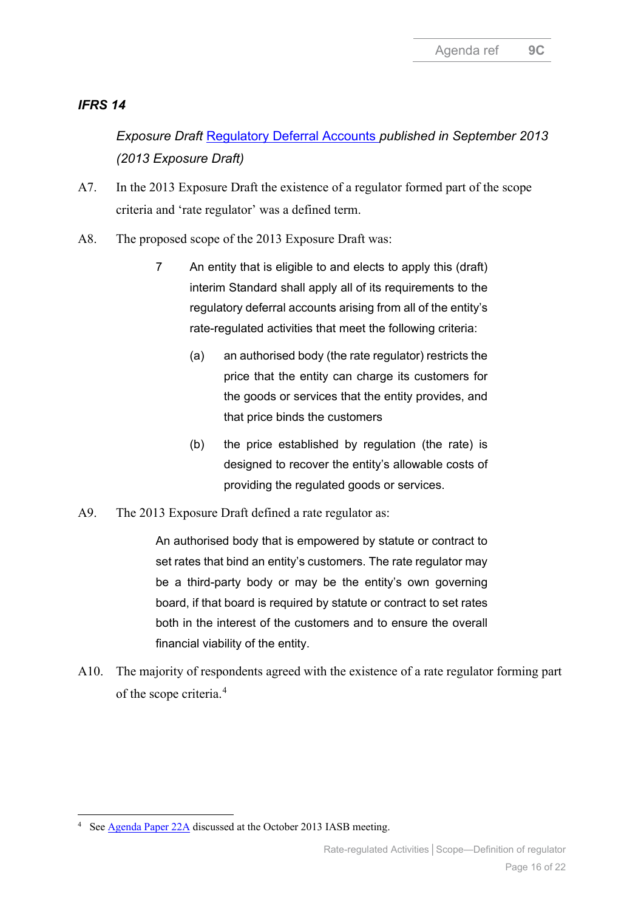### *IFRS 14*

*Exposure Draft Regulatory Deferral Accounts published in September 2013 (2013 Exposure Draft)*

A7. In the 2013 Exposure Draft the existence of a regulator formed part of the scope criteria and 'rate regulator' was a defined term.

A8. The proposed scope of the 2013 Exposure Draft was:

> 7 An entity that is eligible to and elects to apply this (draft) interim Standard shall apply all of its requirements to the regulatory deferral accounts arising from all of the entity's rate-regulated activities that meet the following criteria:
>
> (a) an authorised body (the rate regulator) restricts the price that the entity can charge its customers for the goods or services that the entity provides, and that price binds the customers
>
> (b) the price established by regulation (the rate) is designed to recover the entity's allowable costs of providing the regulated goods or services.

A9. The 2013 Exposure Draft defined a rate regulator as:

> An authorised body that is empowered by statute or contract to set rates that bind an entity's customers. The rate regulator may be a third-party body or may be the entity's own governing board, if that board is required by statute or contract to set rates both in the interest of the customers and to ensure the overall financial viability of the entity.

A10. The majority of respondents agreed with the existence of a rate regulator forming part of the scope criteria.[4]

[4] See Agenda Paper 22A discussed at the October 2013 IASB meeting.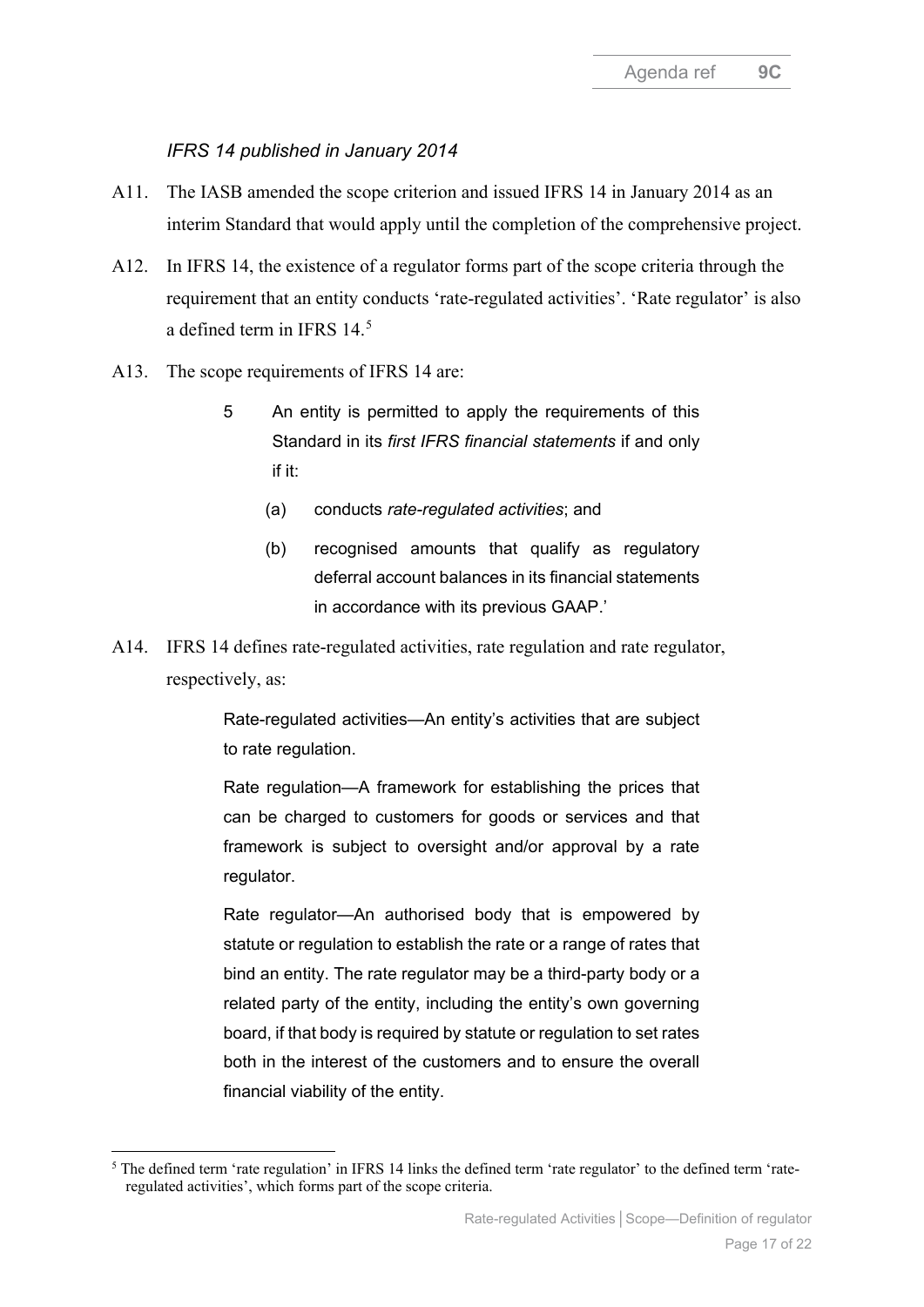*IFRS 14 published in January 2014*

A11. The IASB amended the scope criterion and issued IFRS 14 in January 2014 as an interim Standard that would apply until the completion of the comprehensive project.

A12. In IFRS 14, the existence of a regulator forms part of the scope criteria through the requirement that an entity conducts 'rate-regulated activities'. 'Rate regulator' is also a defined term in IFRS 14.[5]

A13. The scope requirements of IFRS 14 are:

> 5 An entity is permitted to apply the requirements of this Standard in its *first IFRS financial statements* if and only if it:
>
> (a) conducts *rate-regulated activities*; and
>
> (b) recognised amounts that qualify as regulatory deferral account balances in its financial statements in accordance with its previous GAAP.'

A14. IFRS 14 defines rate-regulated activities, rate regulation and rate regulator, respectively, as:

> Rate-regulated activities—An entity's activities that are subject to rate regulation.
>
> Rate regulation—A framework for establishing the prices that can be charged to customers for goods or services and that framework is subject to oversight and/or approval by a rate regulator.
>
> Rate regulator—An authorised body that is empowered by statute or regulation to establish the rate or a range of rates that bind an entity. The rate regulator may be a third-party body or a related party of the entity, including the entity's own governing board, if that body is required by statute or regulation to set rates both in the interest of the customers and to ensure the overall financial viability of the entity.

[5] The defined term 'rate regulation' in IFRS 14 links the defined term 'rate regulator' to the defined term 'rate-regulated activities', which forms part of the scope criteria.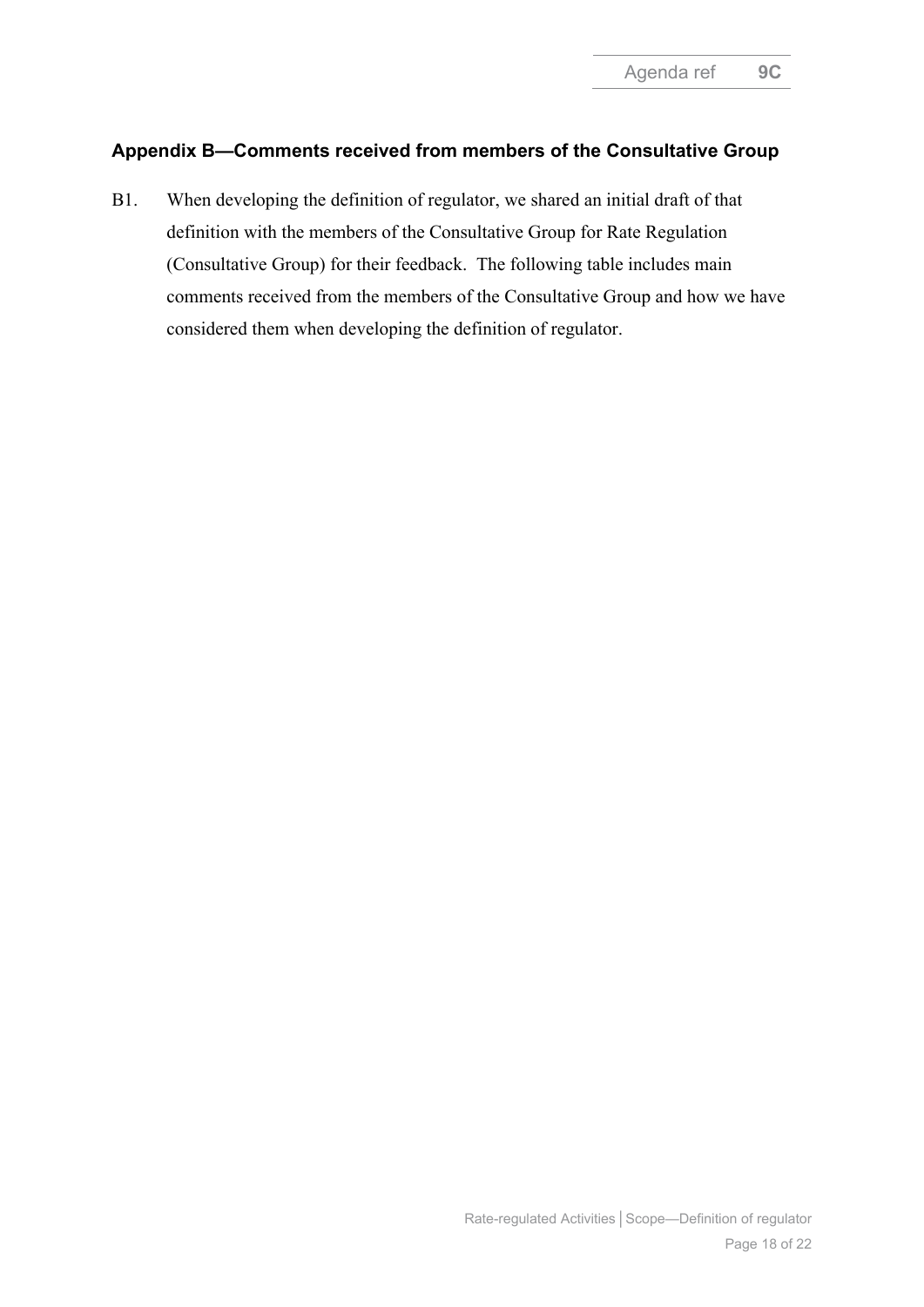## Appendix B—Comments received from members of the Consultative Group

B1. When developing the definition of regulator, we shared an initial draft of that definition with the members of the Consultative Group for Rate Regulation (Consultative Group) for their feedback. The following table includes main comments received from the members of the Consultative Group and how we have considered them when developing the definition of regulator.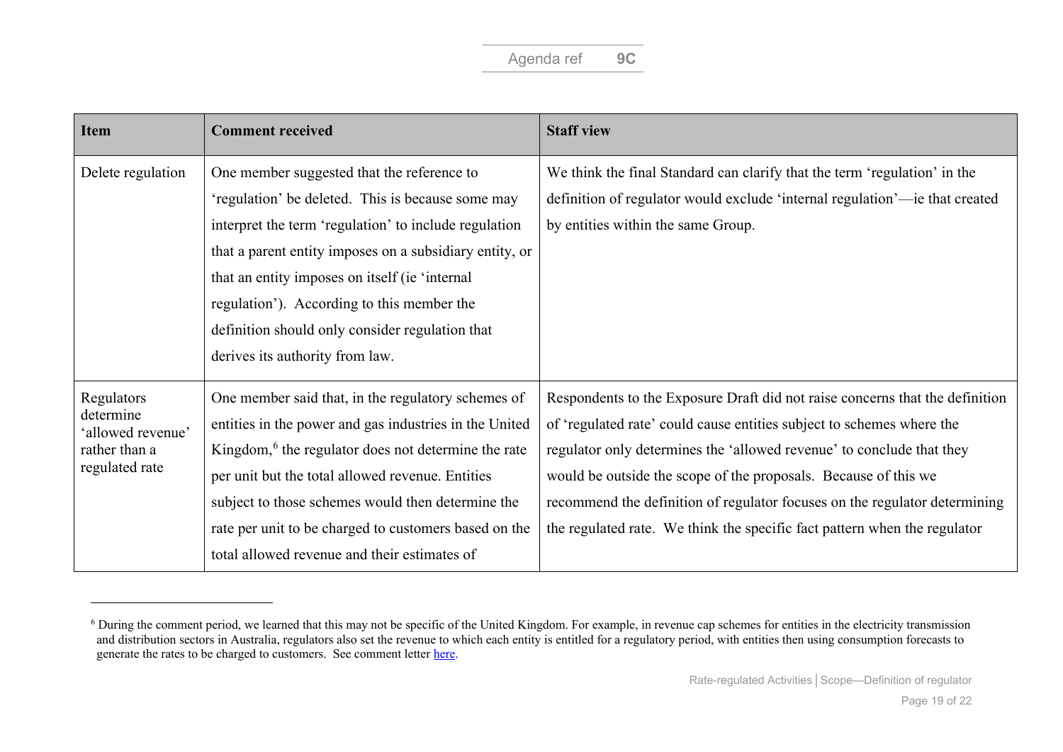| Item | Comment received | Staff view |
| --- | --- | --- |
| Delete regulation | One member suggested that the reference to 'regulation' be deleted. This is because some may interpret the term 'regulation' to include regulation that a parent entity imposes on a subsidiary entity, or that an entity imposes on itself (ie 'internal regulation'). According to this member the definition should only consider regulation that derives its authority from law. | We think the final Standard can clarify that the term 'regulation' in the definition of regulator would exclude 'internal regulation'—ie that created by entities within the same Group. |
| Regulators determine 'allowed revenue' rather than a regulated rate | One member said that, in the regulatory schemes of entities in the power and gas industries in the United Kingdom,[6] the regulator does not determine the rate per unit but the total allowed revenue. Entities subject to those schemes would then determine the rate per unit to be charged to customers based on the total allowed revenue and their estimates of | Respondents to the Exposure Draft did not raise concerns that the definition of 'regulated rate' could cause entities subject to schemes where the regulator only determines the 'allowed revenue' to conclude that they would be outside the scope of the proposals. Because of this we recommend the definition of regulator focuses on the regulator determining the regulated rate. We think the specific fact pattern when the regulator |

[6] During the comment period, we learned that this may not be specific of the United Kingdom. For example, in revenue cap schemes for entities in the electricity transmission and distribution sectors in Australia, regulators also set the revenue to which each entity is entitled for a regulatory period, with entities then using consumption forecasts to generate the rates to be charged to customers. See comment letter here.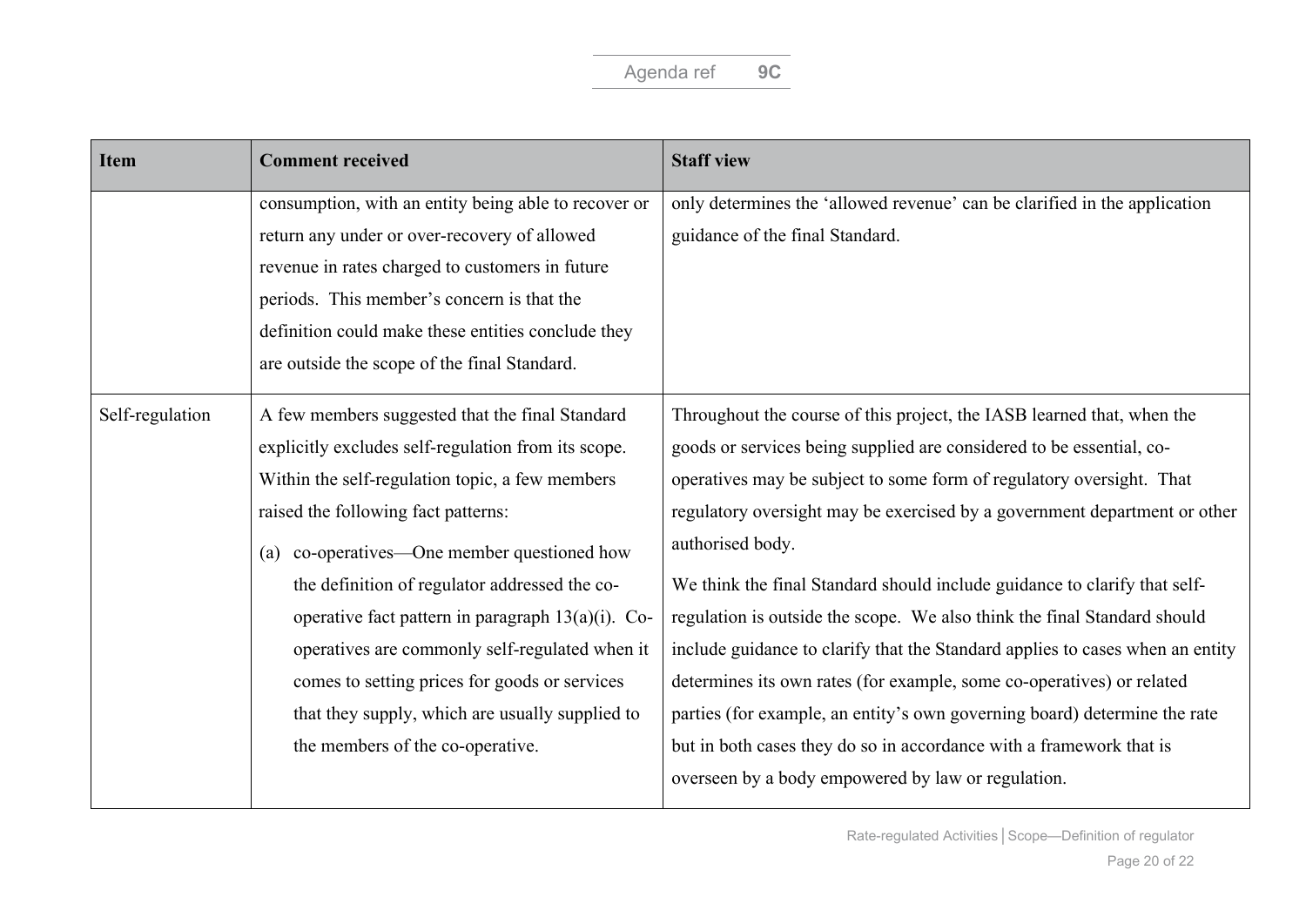| Item | Comment received | Staff view |
| --- | --- | --- |
| | consumption, with an entity being able to recover or return any under or over-recovery of allowed revenue in rates charged to customers in future periods. This member's concern is that the definition could make these entities conclude they are outside the scope of the final Standard. | only determines the 'allowed revenue' can be clarified in the application guidance of the final Standard. |
| Self-regulation | A few members suggested that the final Standard explicitly excludes self-regulation from its scope. Within the self-regulation topic, a few members raised the following fact patterns:<br><br>(a) co-operatives—One member questioned how the definition of regulator addressed the co-operative fact pattern in paragraph 13(a)(i). Co-operatives are commonly self-regulated when it comes to setting prices for goods or services that they supply, which are usually supplied to the members of the co-operative. | Throughout the course of this project, the IASB learned that, when the goods or services being supplied are considered to be essential, co-operatives may be subject to some form of regulatory oversight. That regulatory oversight may be exercised by a government department or other authorised body.<br><br>We think the final Standard should include guidance to clarify that self-regulation is outside the scope. We also think the final Standard should include guidance to clarify that the Standard applies to cases when an entity determines its own rates (for example, some co-operatives) or related parties (for example, an entity's own governing board) determine the rate but in both cases they do so in accordance with a framework that is overseen by a body empowered by law or regulation. |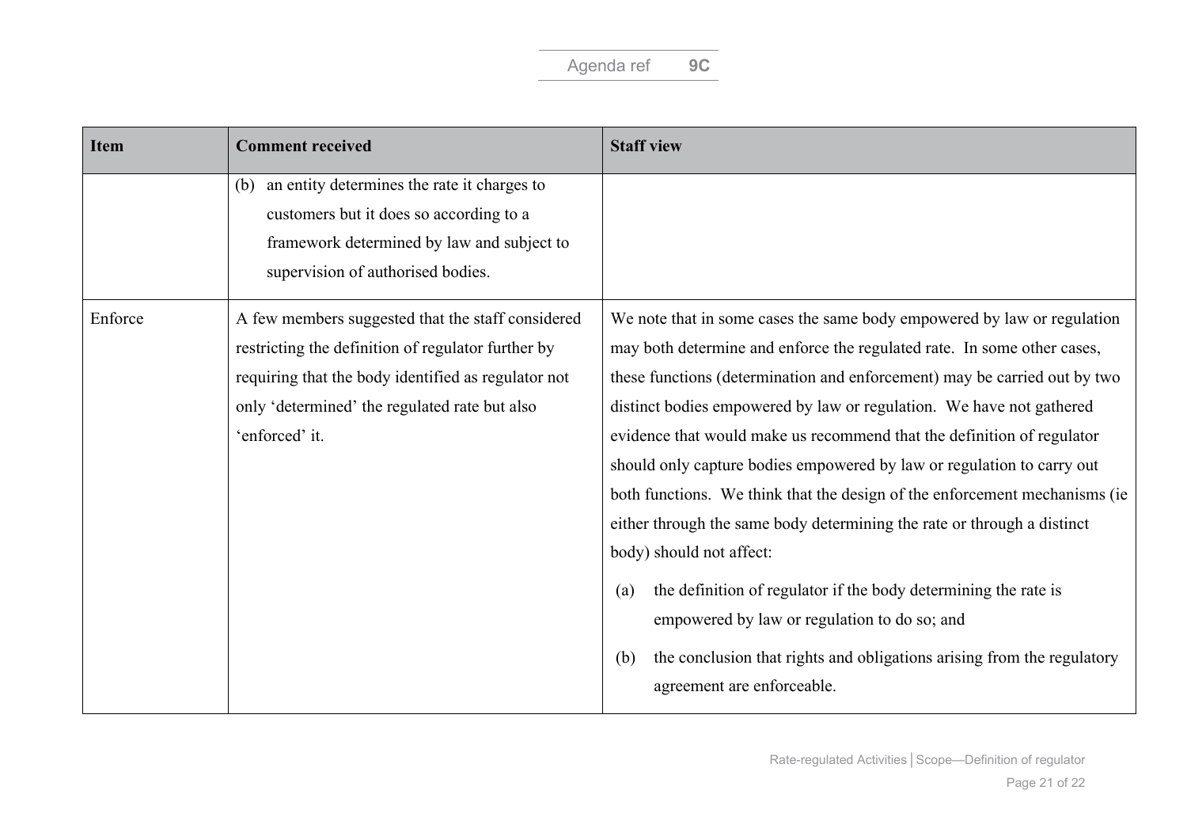| Item | Comment received | Staff view |
|---|---|---|
| | (b) an entity determines the rate it charges to customers but it does so according to a framework determined by law and subject to supervision of authorised bodies. | |
| Enforce | A few members suggested that the staff considered restricting the definition of regulator further by requiring that the body identified as regulator not only 'determined' the regulated rate but also 'enforced' it. | We note that in some cases the same body empowered by law or regulation may both determine and enforce the regulated rate. In some other cases, these functions (determination and enforcement) may be carried out by two distinct bodies empowered by law or regulation. We have not gathered evidence that would make us recommend that the definition of regulator should only capture bodies empowered by law or regulation to carry out both functions. We think that the design of the enforcement mechanisms (ie either through the same body determining the rate or through a distinct body) should not affect:<br><br>(a) the definition of regulator if the body determining the rate is empowered by law or regulation to do so; and<br><br>(b) the conclusion that rights and obligations arising from the regulatory agreement are enforceable. |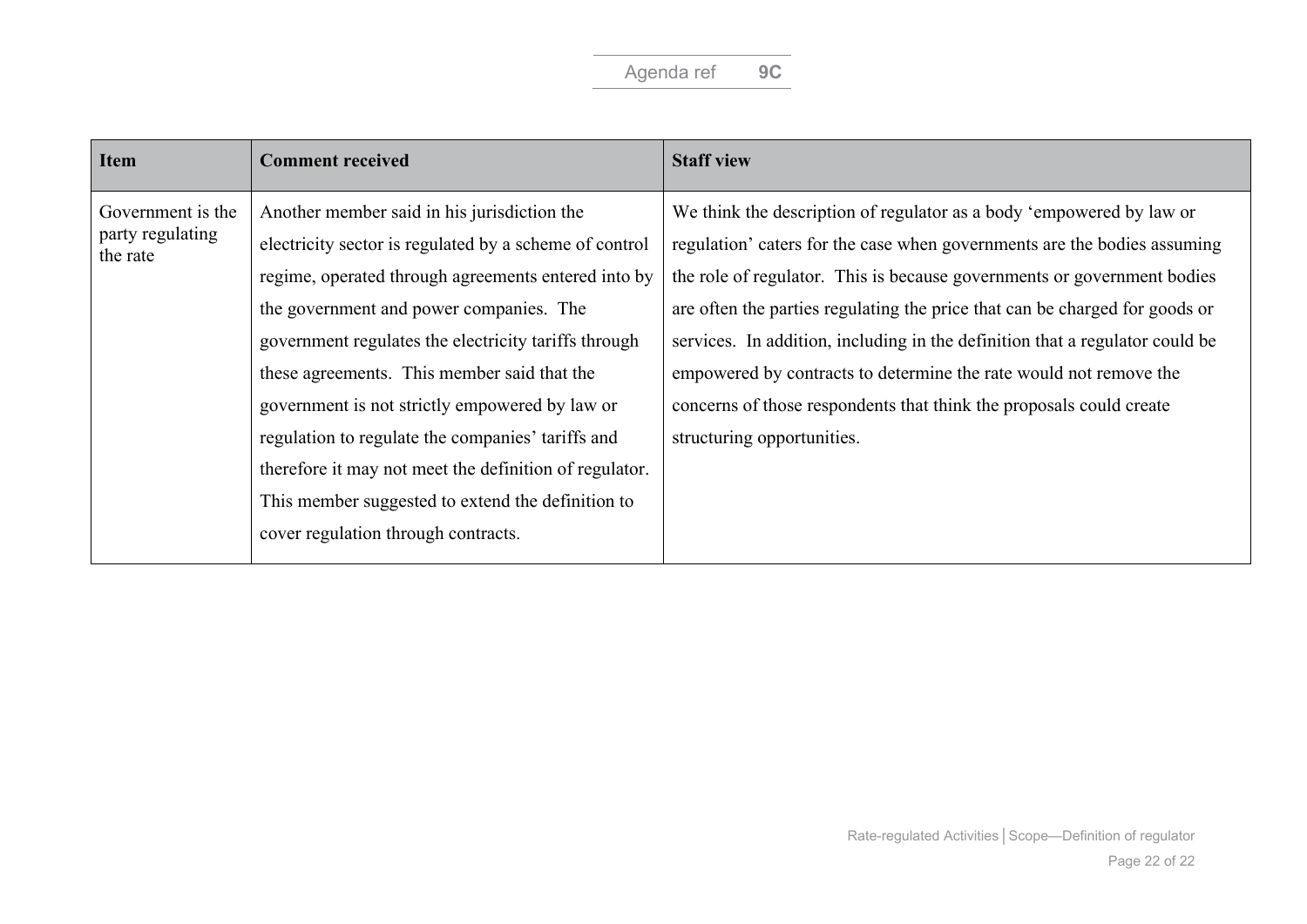| Item | Comment received | Staff view |
| --- | --- | --- |
| Government is the party regulating the rate | Another member said in his jurisdiction the electricity sector is regulated by a scheme of control regime, operated through agreements entered into by the government and power companies. The government regulates the electricity tariffs through these agreements. This member said that the government is not strictly empowered by law or regulation to regulate the companies' tariffs and therefore it may not meet the definition of regulator. This member suggested to extend the definition to cover regulation through contracts. | We think the description of regulator as a body 'empowered by law or regulation' caters for the case when governments are the bodies assuming the role of regulator. This is because governments or government bodies are often the parties regulating the price that can be charged for goods or services. In addition, including in the definition that a regulator could be empowered by contracts to determine the rate would not remove the concerns of those respondents that think the proposals could create structuring opportunities. |